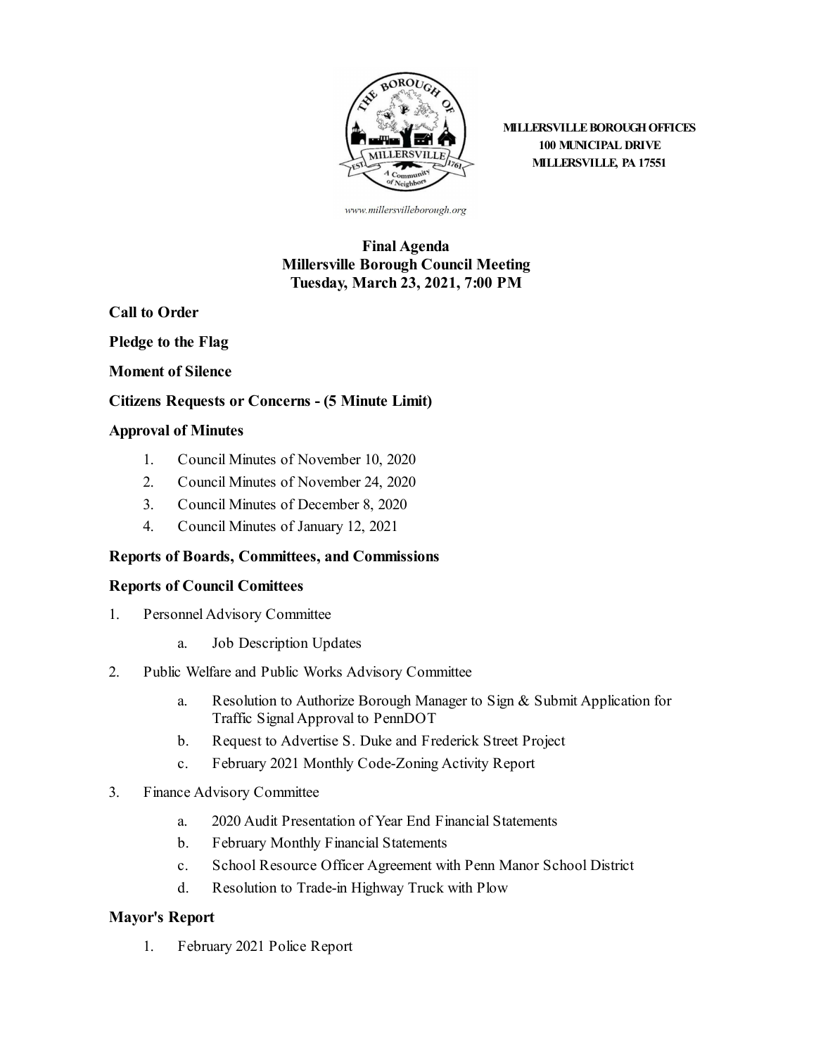MILLERSVILLE BOROUGH OFFICES
100 MUNICIPAL DRIVE
MILLERSVILLE, PA 17551

www.millersvilleborough.org

# Final Agenda
# Millersville Borough Council Meeting
# Tuesday, March 23, 2021, 7:00 PM

**Call to Order**

**Pledge to the Flag**

**Moment of Silence**

**Citizens Requests or Concerns - (5 Minute Limit)**

**Approval of Minutes**

1. Council Minutes of November 10, 2020
2. Council Minutes of November 24, 2020
3. Council Minutes of December 8, 2020
4. Council Minutes of January 12, 2021

**Reports of Boards, Committees, and Commissions**

**Reports of Council Comittees**

1. Personnel Advisory Committee
    a. Job Description Updates
2. Public Welfare and Public Works Advisory Committee
    a. Resolution to Authorize Borough Manager to Sign & Submit Application for Traffic Signal Approval to PennDOT
    b. Request to Advertise S. Duke and Frederick Street Project
    c. February 2021 Monthly Code-Zoning Activity Report
3. Finance Advisory Committee
    a. 2020 Audit Presentation of Year End Financial Statements
    b. February Monthly Financial Statements
    c. School Resource Officer Agreement with Penn Manor School District
    d. Resolution to Trade-in Highway Truck with Plow

**Mayor's Report**

1. February 2021 Police Report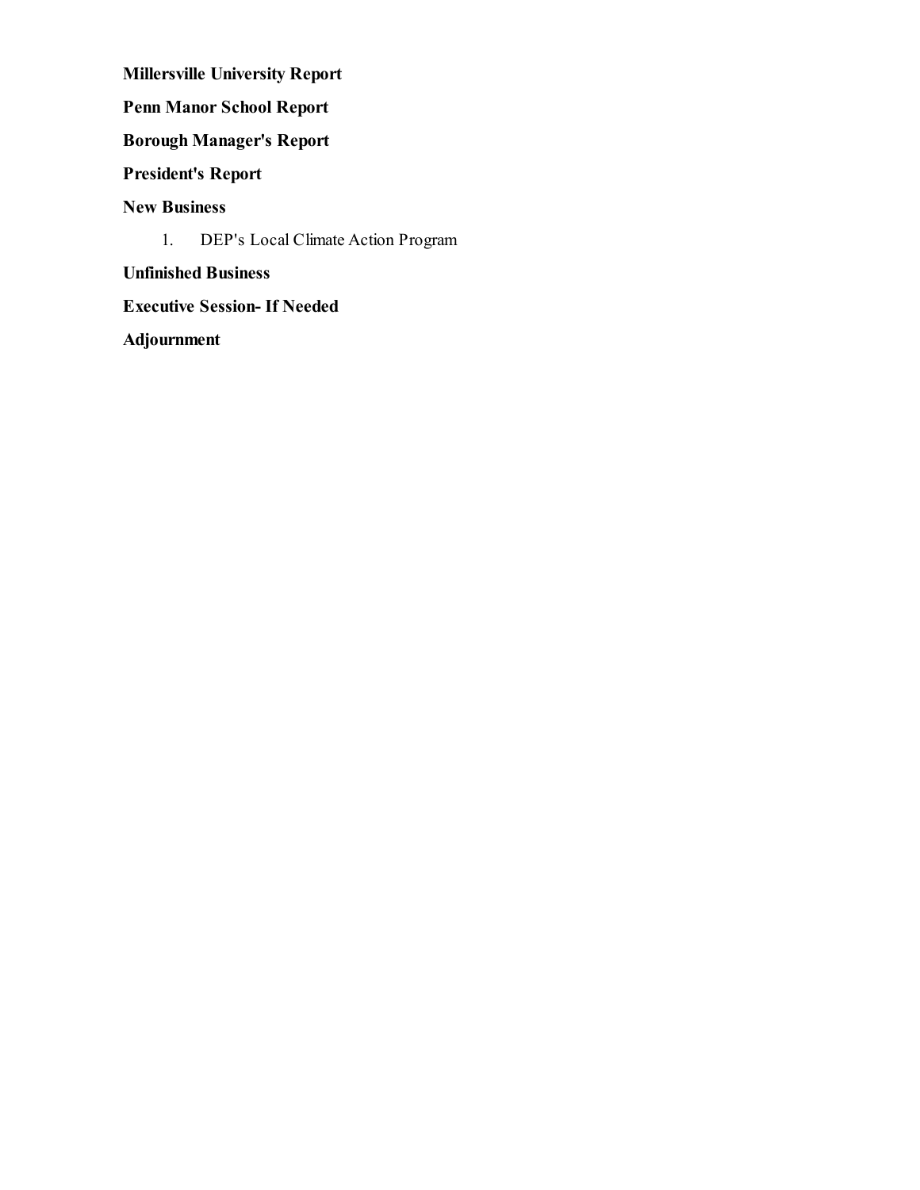**Millersville University Report**

**Penn Manor School Report**

**Borough Manager's Report**

**President's Report**

**New Business**

1. DEP's Local Climate Action Program

**Unfinished Business**

**Executive Session- If Needed**

**Adjournment**